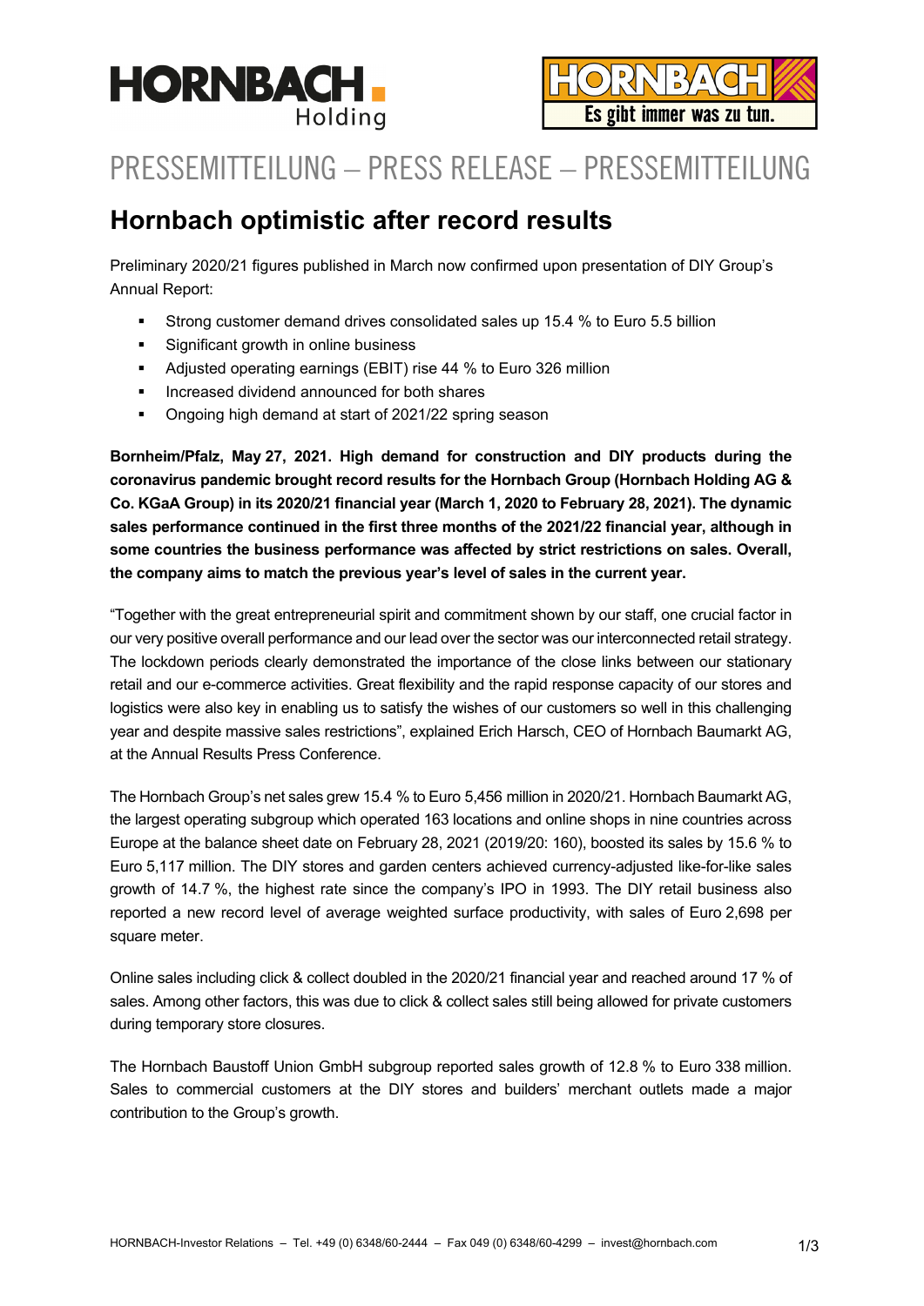PRESSEMITTEILUNG – PRESS RELEASE – PRESSEMITTEILUNG

# Hornbach optimistic after record results

Preliminary 2020/21 figures published in March now confirmed upon presentation of DIY Group's Annual Report:

- Strong customer demand drives consolidated sales up 15.4 % to Euro 5.5 billion
- Significant growth in online business
- Adjusted operating earnings (EBIT) rise 44 % to Euro 326 million
- Increased dividend announced for both shares
- Ongoing high demand at start of 2021/22 spring season

**Bornheim/Pfalz, May 27, 2021. High demand for construction and DIY products during the coronavirus pandemic brought record results for the Hornbach Group (Hornbach Holding AG & Co. KGaA Group) in its 2020/21 financial year (March 1, 2020 to February 28, 2021). The dynamic sales performance continued in the first three months of the 2021/22 financial year, although in some countries the business performance was affected by strict restrictions on sales. Overall, the company aims to match the previous year's level of sales in the current year.**

"Together with the great entrepreneurial spirit and commitment shown by our staff, one crucial factor in our very positive overall performance and our lead over the sector was our interconnected retail strategy. The lockdown periods clearly demonstrated the importance of the close links between our stationary retail and our e-commerce activities. Great flexibility and the rapid response capacity of our stores and logistics were also key in enabling us to satisfy the wishes of our customers so well in this challenging year and despite massive sales restrictions", explained Erich Harsch, CEO of Hornbach Baumarkt AG, at the Annual Results Press Conference.

The Hornbach Group's net sales grew 15.4 % to Euro 5,456 million in 2020/21. Hornbach Baumarkt AG, the largest operating subgroup which operated 163 locations and online shops in nine countries across Europe at the balance sheet date on February 28, 2021 (2019/20: 160), boosted its sales by 15.6 % to Euro 5,117 million. The DIY stores and garden centers achieved currency-adjusted like-for-like sales growth of 14.7 %, the highest rate since the company's IPO in 1993. The DIY retail business also reported a new record level of average weighted surface productivity, with sales of Euro 2,698 per square meter.

Online sales including click & collect doubled in the 2020/21 financial year and reached around 17 % of sales. Among other factors, this was due to click & collect sales still being allowed for private customers during temporary store closures.

The Hornbach Baustoff Union GmbH subgroup reported sales growth of 12.8 % to Euro 338 million. Sales to commercial customers at the DIY stores and builders' merchant outlets made a major contribution to the Group's growth.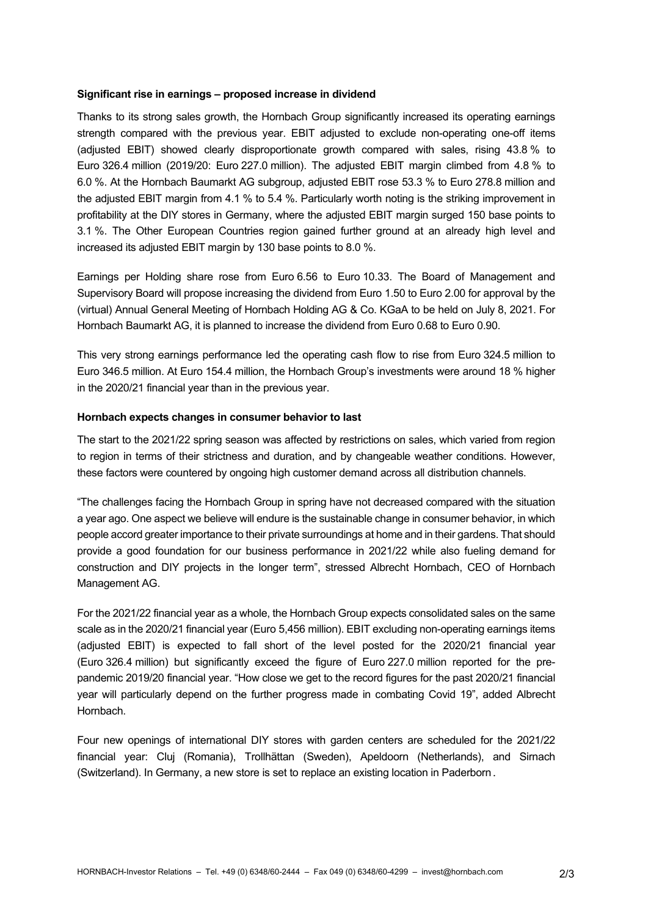**Significant rise in earnings – proposed increase in dividend**

Thanks to its strong sales growth, the Hornbach Group significantly increased its operating earnings strength compared with the previous year. EBIT adjusted to exclude non-operating one-off items (adjusted EBIT) showed clearly disproportionate growth compared with sales, rising 43.8 % to Euro 326.4 million (2019/20: Euro 227.0 million). The adjusted EBIT margin climbed from 4.8 % to 6.0 %. At the Hornbach Baumarkt AG subgroup, adjusted EBIT rose 53.3 % to Euro 278.8 million and the adjusted EBIT margin from 4.1 % to 5.4 %. Particularly worth noting is the striking improvement in profitability at the DIY stores in Germany, where the adjusted EBIT margin surged 150 base points to 3.1 %. The Other European Countries region gained further ground at an already high level and increased its adjusted EBIT margin by 130 base points to 8.0 %.

Earnings per Holding share rose from Euro 6.56 to Euro 10.33. The Board of Management and Supervisory Board will propose increasing the dividend from Euro 1.50 to Euro 2.00 for approval by the (virtual) Annual General Meeting of Hornbach Holding AG & Co. KGaA to be held on July 8, 2021. For Hornbach Baumarkt AG, it is planned to increase the dividend from Euro 0.68 to Euro 0.90.

This very strong earnings performance led the operating cash flow to rise from Euro 324.5 million to Euro 346.5 million. At Euro 154.4 million, the Hornbach Group's investments were around 18 % higher in the 2020/21 financial year than in the previous year.

**Hornbach expects changes in consumer behavior to last**

The start to the 2021/22 spring season was affected by restrictions on sales, which varied from region to region in terms of their strictness and duration, and by changeable weather conditions. However, these factors were countered by ongoing high customer demand across all distribution channels.

"The challenges facing the Hornbach Group in spring have not decreased compared with the situation a year ago. One aspect we believe will endure is the sustainable change in consumer behavior, in which people accord greater importance to their private surroundings at home and in their gardens. That should provide a good foundation for our business performance in 2021/22 while also fueling demand for construction and DIY projects in the longer term", stressed Albrecht Hornbach, CEO of Hornbach Management AG.

For the 2021/22 financial year as a whole, the Hornbach Group expects consolidated sales on the same scale as in the 2020/21 financial year (Euro 5,456 million). EBIT excluding non-operating earnings items (adjusted EBIT) is expected to fall short of the level posted for the 2020/21 financial year (Euro 326.4 million) but significantly exceed the figure of Euro 227.0 million reported for the pre-pandemic 2019/20 financial year. "How close we get to the record figures for the past 2020/21 financial year will particularly depend on the further progress made in combating Covid 19", added Albrecht Hornbach.

Four new openings of international DIY stores with garden centers are scheduled for the 2021/22 financial year: Cluj (Romania), Trollhättan (Sweden), Apeldoorn (Netherlands), and Sirnach (Switzerland). In Germany, a new store is set to replace an existing location in Paderborn.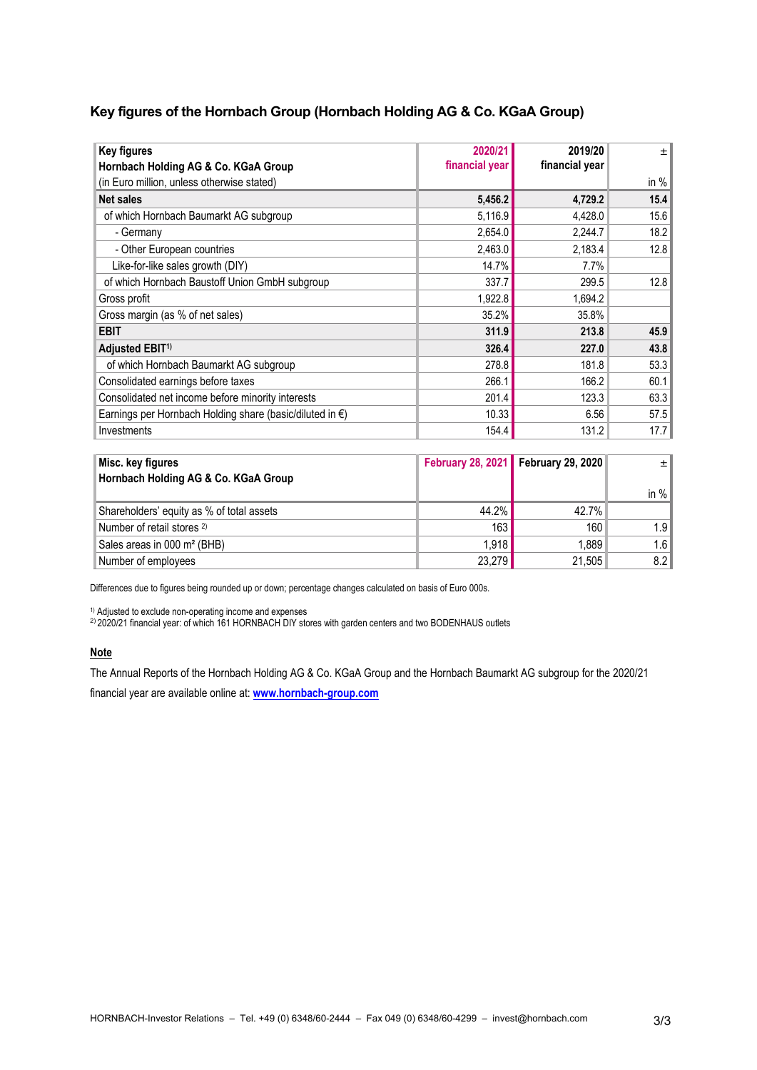## Key figures of the Hornbach Group (Hornbach Holding AG & Co. KGaA Group)

| Key figures<br>Hornbach Holding AG & Co. KGaA Group<br>(in Euro million, unless otherwise stated) | 2020/21<br>financial year | 2019/20<br>financial year | ±<br>in % |
|---|---|---|---|
| **Net sales** | **5,456.2** | **4,729.2** | **15.4** |
| of which Hornbach Baumarkt AG subgroup | 5,116.9 | 4,428.0 | 15.6 |
| - Germany | 2,654.0 | 2,244.7 | 18.2 |
| - Other European countries | 2,463.0 | 2,183.4 | 12.8 |
| Like-for-like sales growth (DIY) | 14.7% | 7.7% | |
| of which Hornbach Baustoff Union GmbH subgroup | 337.7 | 299.5 | 12.8 |
| Gross profit | 1,922.8 | 1,694.2 | |
| Gross margin (as % of net sales) | 35.2% | 35.8% | |
| **EBIT** | **311.9** | **213.8** | **45.9** |
| **Adjusted EBIT[1)]** | **326.4** | **227.0** | **43.8** |
| of which Hornbach Baumarkt AG subgroup | 278.8 | 181.8 | 53.3 |
| Consolidated earnings before taxes | 266.1 | 166.2 | 60.1 |
| Consolidated net income before minority interests | 201.4 | 123.3 | 63.3 |
| Earnings per Hornbach Holding share (basic/diluted in €) | 10.33 | 6.56 | 57.5 |
| Investments | 154.4 | 131.2 | 17.7 |

| Misc. key figures<br>Hornbach Holding AG & Co. KGaA Group | February 28, 2021 | February 29, 2020 | ±<br>in % |
|---|---|---|---|
| Shareholders' equity as % of total assets | 44.2% | 42.7% | |
| Number of retail stores [2)] | 163 | 160 | 1.9 |
| Sales areas in 000 m² (BHB) | 1,918 | 1,889 | 1.6 |
| Number of employees | 23,279 | 21,505 | 8.2 |

Differences due to figures being rounded up or down; percentage changes calculated on basis of Euro 000s.

[1)] Adjusted to exclude non-operating income and expenses
[2)] 2020/21 financial year: of which 161 HORNBACH DIY stores with garden centers and two BODENHAUS outlets

**Note**

The Annual Reports of the Hornbach Holding AG & Co. KGaA Group and the Hornbach Baumarkt AG subgroup for the 2020/21 financial year are available online at: **www.hornbach-group.com**

HORNBACH-Investor Relations – Tel. +49 (0) 6348/60-2444 – Fax 049 (0) 6348/60-4299 – invest@hornbach.com